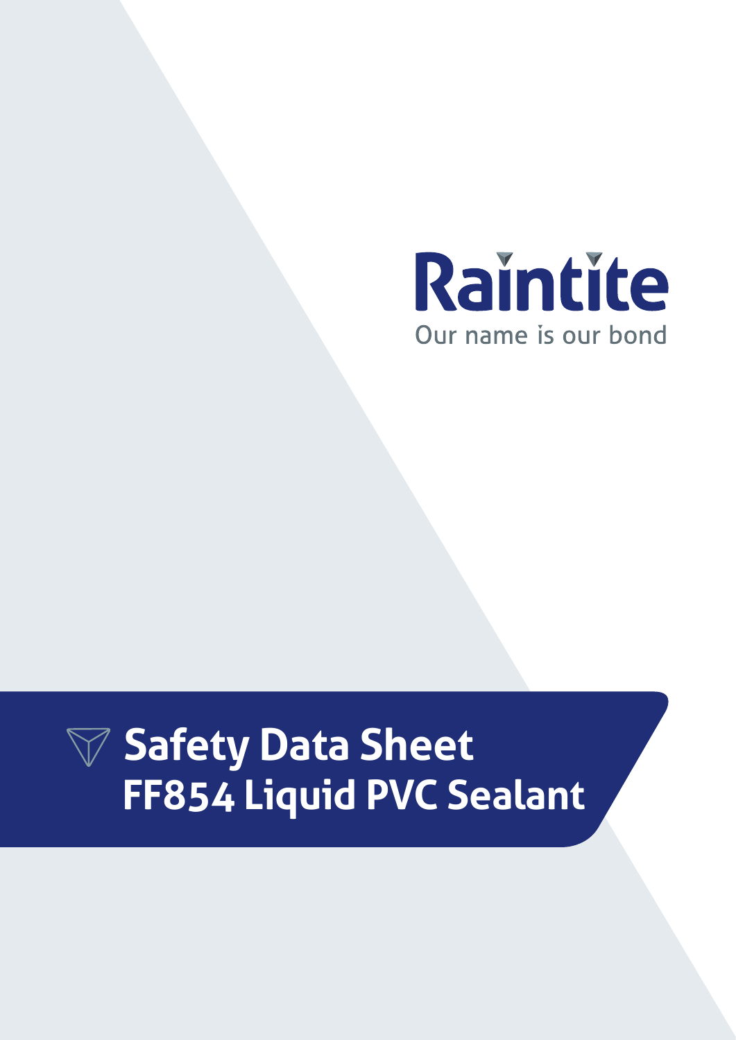Raintite

Our name is our bond

# Safety Data Sheet
# FF854 Liquid PVC Sealant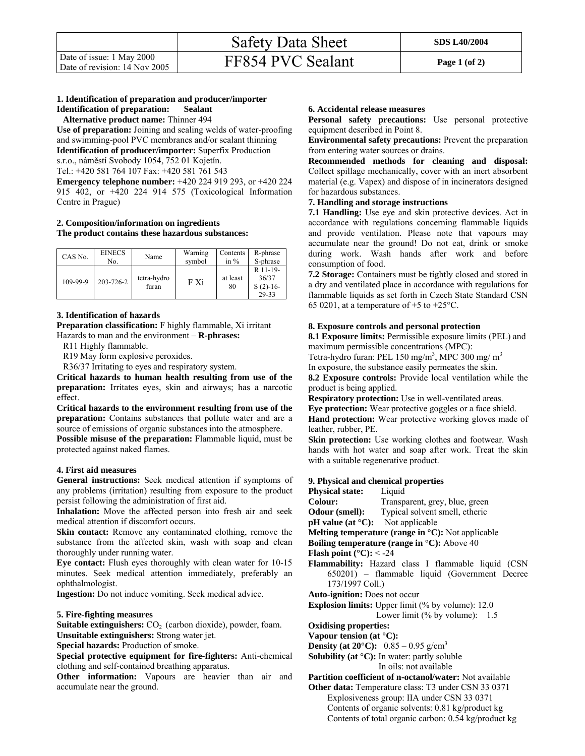| | Safety Data Sheet | SDS L40/2004 |
|---|---|---|
| Date of issue: 1 May 2000<br>Date of revision: 14 Nov 2005 | FF854 PVC Sealant | |

**1. Identification of preparation and producer/importer**

**Identification of preparation: Sealant**

**Alternative product name:** Thinner 494

**Use of preparation:** Joining and sealing welds of water-proofing and swimming-pool PVC membranes and/or sealant thinning

**Identification of producer/importer:** Superfix Production s.r.o., náměstí Svobody 1054, 752 01 Kojetín.

Tel.: +420 581 764 107 Fax: +420 581 761 543

**Emergency telephone number:** +420 224 919 293, or +420 224 915 402, or +420 224 914 575 (Toxicological Information Centre in Prague)

**2. Composition/information on ingredients**

**The product contains these hazardous substances:**

| CAS No. | EINECS No. | Name | Warning symbol | Contents in % | R-phrase S-phrase |
|---|---|---|---|---|---|
| 109-99-9 | 203-726-2 | tetra-hydro furan | F Xi | at least 80 | R 11-19-36/37 S (2)-16-29-33 |

**3. Identification of hazards**

**Preparation classification:** F highly flammable, Xi irritant

Hazards to man and the environment – **R-phrases:**

R11 Highly flammable.

R19 May form explosive peroxides.

R36/37 Irritating to eyes and respiratory system.

**Critical hazards to human health resulting from use of the preparation:** Irritates eyes, skin and airways; has a narcotic effect.

**Critical hazards to the environment resulting from use of the preparation:** Contains substances that pollute water and are a source of emissions of organic substances into the atmosphere.

**Possible misuse of the preparation:** Flammable liquid, must be protected against naked flames.

**4. First aid measures**

**General instructions:** Seek medical attention if symptoms of any problems (irritation) resulting from exposure to the product persist following the administration of first aid.

**Inhalation:** Move the affected person into fresh air and seek medical attention if discomfort occurs.

**Skin contact:** Remove any contaminated clothing, remove the substance from the affected skin, wash with soap and clean thoroughly under running water.

**Eye contact:** Flush eyes thoroughly with clean water for 10-15 minutes. Seek medical attention immediately, preferably an ophthalmologist.

**Ingestion:** Do not induce vomiting. Seek medical advice.

**5. Fire-fighting measures**

**Suitable extinguishers:** $CO_2$ (carbon dioxide), powder, foam.

**Unsuitable extinguishers:** Strong water jet.

**Special hazards:** Production of smoke.

**Special protective equipment for fire-fighters:** Anti-chemical clothing and self-contained breathing apparatus.

**Other information:** Vapours are heavier than air and accumulate near the ground.

**6. Accidental release measures**

**Personal safety precautions:** Use personal protective equipment described in Point 8.

**Environmental safety precautions:** Prevent the preparation from entering water sources or drains.

**Recommended methods for cleaning and disposal:** Collect spillage mechanically, cover with an inert absorbent material (e.g. Vapex) and dispose of in incinerators designed for hazardous substances.

**7. Handling and storage instructions**

**7.1 Handling:** Use eye and skin protective devices. Act in accordance with regulations concerning flammable liquids and provide ventilation. Please note that vapours may accumulate near the ground! Do not eat, drink or smoke during work. Wash hands after work and before consumption of food.

**7.2 Storage:** Containers must be tightly closed and stored in a dry and ventilated place in accordance with regulations for flammable liquids as set forth in Czech State Standard CSN 65 0201, at a temperature of +5 to +25°C.

**8. Exposure controls and personal protection**

**8.1 Exposure limits:** Permissible exposure limits (PEL) and maximum permissible concentrations (MPC):

Tetra-hydro furan: PEL 150 mg/m$^3$, MPC 300 mg/ m$^3$

In exposure, the substance easily permeates the skin.

**8.2 Exposure controls:** Provide local ventilation while the product is being applied.

**Respiratory protection:** Use in well-ventilated areas.

**Eye protection:** Wear protective goggles or a face shield.

**Hand protection:** Wear protective working gloves made of leather, rubber, PE.

**Skin protection:** Use working clothes and footwear. Wash hands with hot water and soap after work. Treat the skin with a suitable regenerative product.

**9. Physical and chemical properties**

**Physical state:** Liquid

**Colour:** Transparent, grey, blue, green

**Odour (smell):** Typical solvent smell, etheric

**pH value (at °C):** Not applicable

**Melting temperature (range in °C):** Not applicable

**Boiling temperature (range in °C):** Above 40

**Flash point (°C):** < -24

**Flammability:** Hazard class I flammable liquid (CSN 650201) – flammable liquid (Government Decree 173/1997 Coll.)

**Auto-ignition:** Does not occur

**Explosion limits:** Upper limit (% by volume): 12.0
Lower limit (% by volume): 1.5

**Oxidising properties:**

**Vapour tension (at °C):**

**Density (at 20°C):** 0.85 – 0.95 g/cm$^3$

**Solubility (at °C):** In water: partly soluble
In oils: not available

**Partition coefficient of n-octanol/water:** Not available

**Other data:** Temperature class: T3 under CSN 33 0371
Explosiveness group: IIA under CSN 33 0371
Contents of organic solvents: 0.81 kg/product kg
Contents of total organic carbon: 0.54 kg/product kg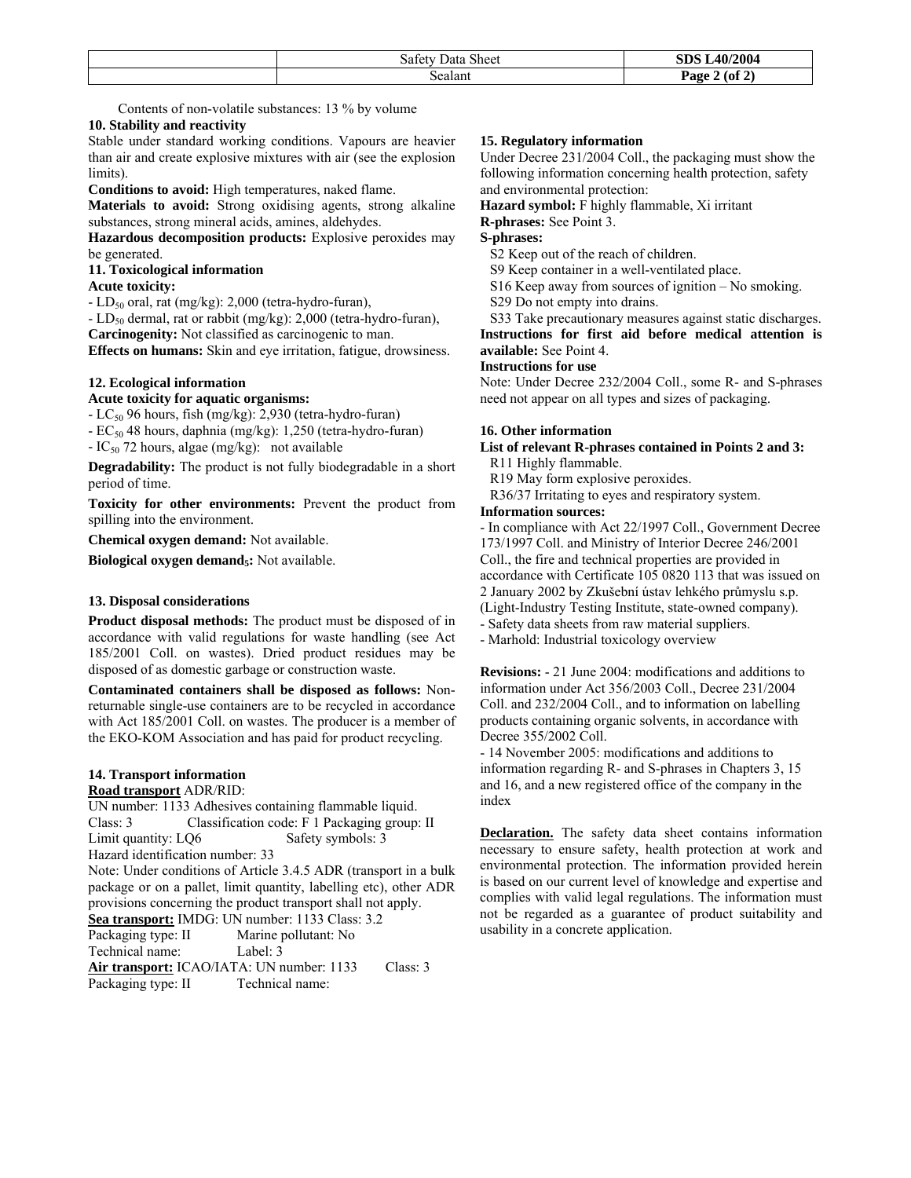Contents of non-volatile substances: 13 % by volume

**10. Stability and reactivity**

Stable under standard working conditions. Vapours are heavier than air and create explosive mixtures with air (see the explosion limits).

**Conditions to avoid:** High temperatures, naked flame.

**Materials to avoid:** Strong oxidising agents, strong alkaline substances, strong mineral acids, amines, aldehydes.

**Hazardous decomposition products:** Explosive peroxides may be generated.

**11. Toxicological information**

**Acute toxicity:**

- $LD_{50}$ oral, rat (mg/kg): 2,000 (tetra-hydro-furan),
- $LD_{50}$ dermal, rat or rabbit (mg/kg): 2,000 (tetra-hydro-furan),

**Carcinogenity:** Not classified as carcinogenic to man.

**Effects on humans:** Skin and eye irritation, fatigue, drowsiness.

**12. Ecological information**

**Acute toxicity for aquatic organisms:**

- $LC_{50}$ 96 hours, fish (mg/kg): 2,930 (tetra-hydro-furan)
- $EC_{50}$ 48 hours, daphnia (mg/kg): 1,250 (tetra-hydro-furan)
- $IC_{50}$ 72 hours, algae (mg/kg): not available

**Degradability:** The product is not fully biodegradable in a short period of time.

**Toxicity for other environments:** Prevent the product from spilling into the environment.

**Chemical oxygen demand:** Not available.

**Biological oxygen demand$_5$:** Not available.

**13. Disposal considerations**

**Product disposal methods:** The product must be disposed of in accordance with valid regulations for waste handling (see Act 185/2001 Coll. on wastes). Dried product residues may be disposed of as domestic garbage or construction waste.

**Contaminated containers shall be disposed as follows:** Non-returnable single-use containers are to be recycled in accordance with Act 185/2001 Coll. on wastes. The producer is a member of the EKO-KOM Association and has paid for product recycling.

**14. Transport information**

**Road transport** ADR/RID:

UN number: 1133 Adhesives containing flammable liquid.

Class: 3 Classification code: F 1 Packaging group: II

Limit quantity: LQ6 Safety symbols: 3

Hazard identification number: 33

Note: Under conditions of Article 3.4.5 ADR (transport in a bulk package or on a pallet, limit quantity, labelling etc), other ADR provisions concerning the product transport shall not apply.

**Sea transport:** IMDG: UN number: 1133 Class: 3.2

Packaging type: II Marine pollutant: No

Technical name: Label: 3

**Air transport:** ICAO/IATA: UN number: 1133 Class: 3

Packaging type: II Technical name:

**15. Regulatory information**

Under Decree 231/2004 Coll., the packaging must show the following information concerning health protection, safety and environmental protection:

**Hazard symbol:** F highly flammable, Xi irritant

**R-phrases:** See Point 3.

**S-phrases:**

S2 Keep out of the reach of children.

S9 Keep container in a well-ventilated place.

S16 Keep away from sources of ignition – No smoking.

S29 Do not empty into drains.

S33 Take precautionary measures against static discharges.

**Instructions for first aid before medical attention is available:** See Point 4.

**Instructions for use**

Note: Under Decree 232/2004 Coll., some R- and S-phrases need not appear on all types and sizes of packaging.

**16. Other information**

**List of relevant R-phrases contained in Points 2 and 3:**

R11 Highly flammable.

R19 May form explosive peroxides.

R36/37 Irritating to eyes and respiratory system.

**Information sources:**

- In compliance with Act 22/1997 Coll., Government Decree 173/1997 Coll. and Ministry of Interior Decree 246/2001 Coll., the fire and technical properties are provided in accordance with Certificate 105 0820 113 that was issued on 2 January 2002 by Zkušební ústav lehkého průmyslu s.p. (Light-Industry Testing Institute, state-owned company).
- Safety data sheets from raw material suppliers.
- Marhold: Industrial toxicology overview

**Revisions:** - 21 June 2004: modifications and additions to information under Act 356/2003 Coll., Decree 231/2004 Coll. and 232/2004 Coll., and to information on labelling products containing organic solvents, in accordance with Decree 355/2002 Coll.

- 14 November 2005: modifications and additions to information regarding R- and S-phrases in Chapters 3, 15 and 16, and a new registered office of the company in the index

**Declaration.** The safety data sheet contains information necessary to ensure safety, health protection at work and environmental protection. The information provided herein is based on our current level of knowledge and expertise and complies with valid legal regulations. The information must not be regarded as a guarantee of product suitability and usability in a concrete application.